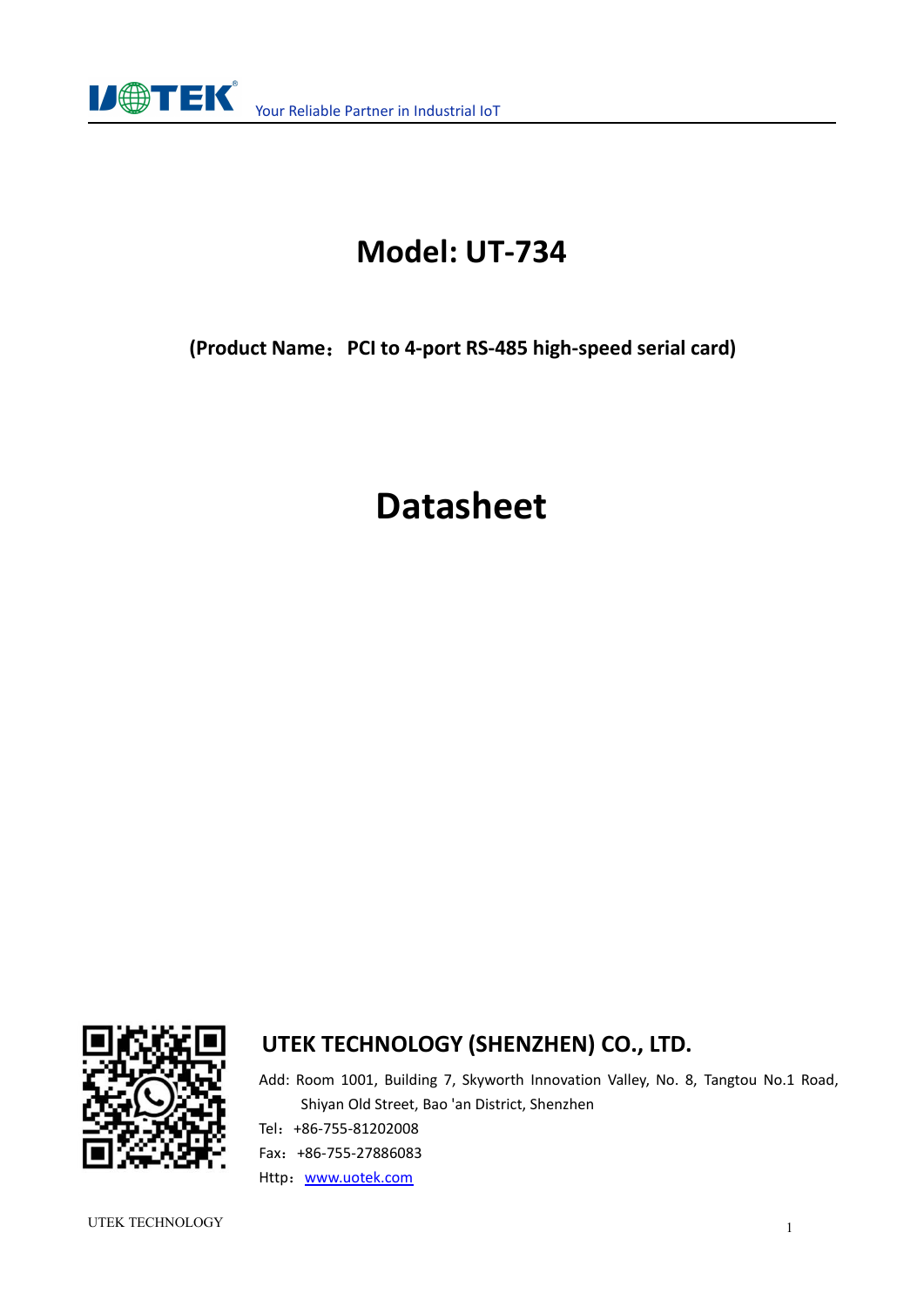# Model: UT-734

**(Product Name：PCI to 4-port RS-485 high-speed serial card)**

# Datasheet

## UTEK TECHNOLOGY (SHENZHEN) CO., LTD.

Add: Room 1001, Building 7, Skyworth Innovation Valley, No. 8, Tangtou No.1 Road, Shiyan Old Street, Bao 'an District, Shenzhen

Tel：+86-755-81202008

Fax：+86-755-27886083

Http：www.uotek.com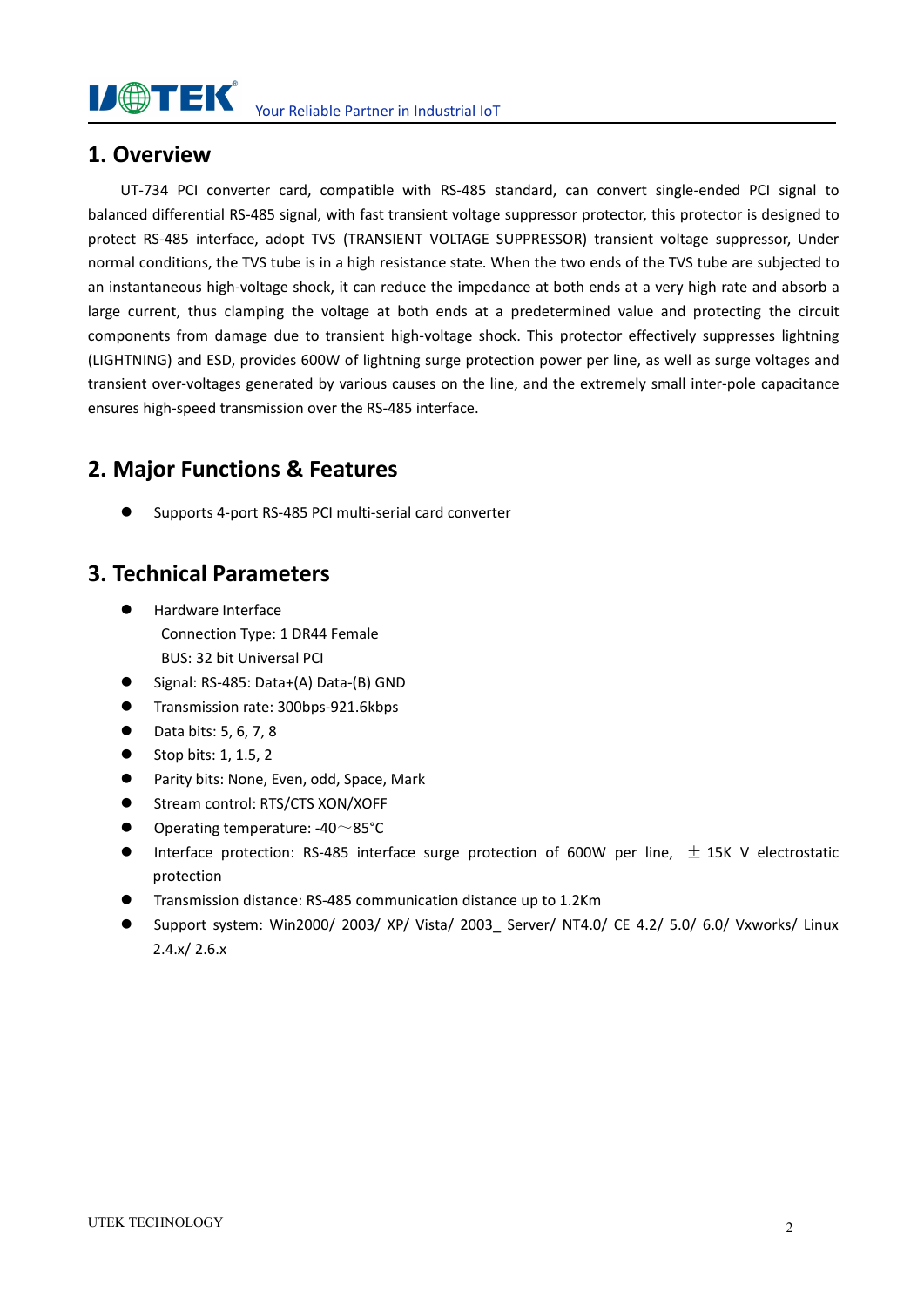## 1. Overview

UT-734 PCI converter card, compatible with RS-485 standard, can convert single-ended PCI signal to balanced differential RS-485 signal, with fast transient voltage suppressor protector, this protector is designed to protect RS-485 interface, adopt TVS (TRANSIENT VOLTAGE SUPPRESSOR) transient voltage suppressor, Under normal conditions, the TVS tube is in a high resistance state. When the two ends of the TVS tube are subjected to an instantaneous high-voltage shock, it can reduce the impedance at both ends at a very high rate and absorb a large current, thus clamping the voltage at both ends at a predetermined value and protecting the circuit components from damage due to transient high-voltage shock. This protector effectively suppresses lightning (LIGHTNING) and ESD, provides 600W of lightning surge protection power per line, as well as surge voltages and transient over-voltages generated by various causes on the line, and the extremely small inter-pole capacitance ensures high-speed transmission over the RS-485 interface.

## 2. Major Functions & Features

- Supports 4-port RS-485 PCI multi-serial card converter

## 3. Technical Parameters

- Hardware Interface
  Connection Type: 1 DR44 Female
  BUS: 32 bit Universal PCI
- Signal: RS-485: Data+(A) Data-(B) GND
- Transmission rate: 300bps-921.6kbps
- Data bits: 5, 6, 7, 8
- Stop bits: 1, 1.5, 2
- Parity bits: None, Even, odd, Space, Mark
- Stream control: RTS/CTS XON/XOFF
- Operating temperature: -40～85°C
- Interface protection: RS-485 interface surge protection of 600W per line, ±15K V electrostatic protection
- Transmission distance: RS-485 communication distance up to 1.2Km
- Support system: Win2000/ 2003/ XP/ Vista/ 2003_ Server/ NT4.0/ CE 4.2/ 5.0/ 6.0/ Vxworks/ Linux 2.4.x/ 2.6.x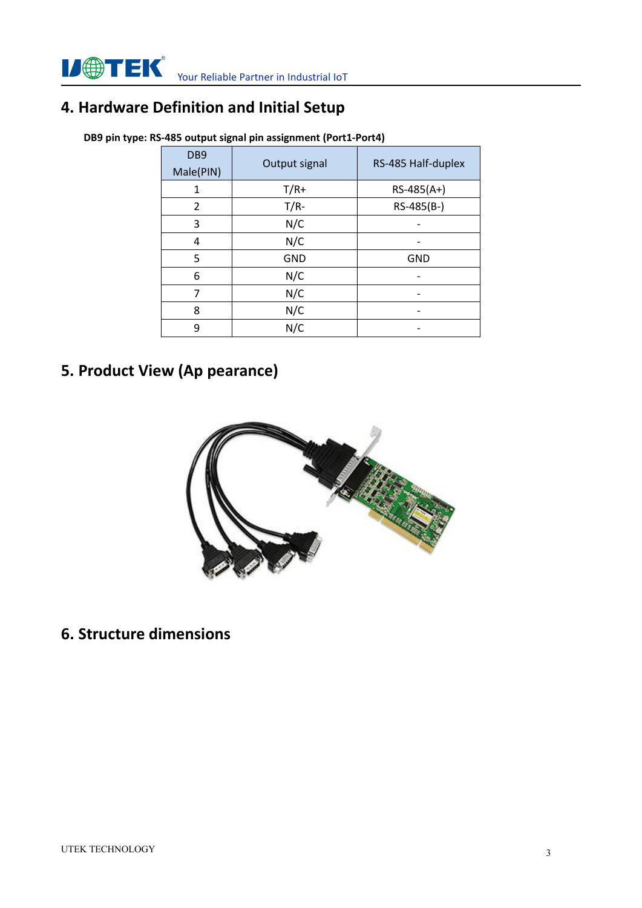## 4. Hardware Definition and Initial Setup

**DB9 pin type: RS-485 output signal pin assignment (Port1-Port4)**

| DB9 Male(PIN) | Output signal | RS-485 Half-duplex |
|---|---|---|
| 1 | T/R+ | RS-485(A+) |
| 2 | T/R- | RS-485(B-) |
| 3 | N/C | - |
| 4 | N/C | - |
| 5 | GND | GND |
| 6 | N/C | - |
| 7 | N/C | - |
| 8 | N/C | - |
| 9 | N/C | - |

## 5. Product View (Ap pearance)

## 6. Structure dimensions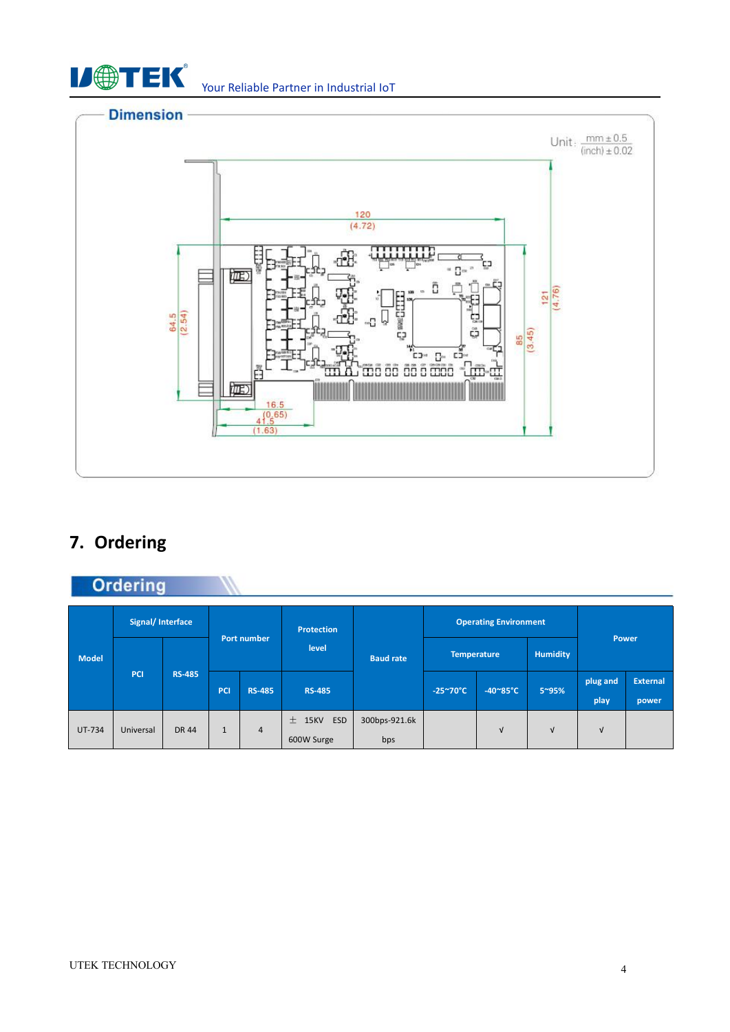## Dimension

Unit: mm ± 0.5 / (inch) ± 0.02

120 (4.72)

64.5 (2.54)

121 (4.76)

85 (3.45)

16.5 (0.65)

41.5 (1.63)

# 7. Ordering

## Ordering

| Model | Signal/ Interface | | Port number | | Protection level | Baud rate | Operating Environment | | | Power | |
|---|---|---|---|---|---|---|---|---|---|---|---|
| | PCI | RS-485 | | | | | Temperature | | Humidity | | |
| | | | PCI | RS-485 | RS-485 | | -25~70°C | -40~85°C | 5~95% | plug and play | External power |
| UT-734 | Universal | DR 44 | 1 | 4 | ± 15KV ESD 600W Surge | 300bps-921.6k bps | | √ | √ | √ | |